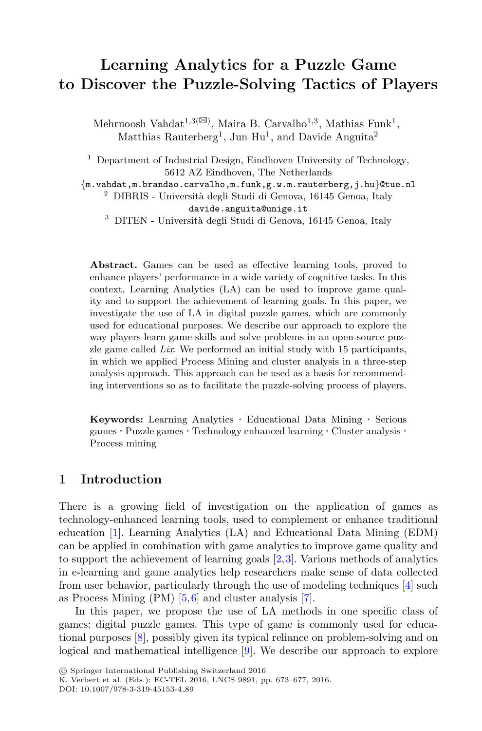# Learning Analytics for a Puzzle Game to Discover the Puzzle-Solving Tactics of Players

Mehrnoosh Vahdat[1,3](✉), Maira B. Carvalho[1,3], Mathias Funk[1], Matthias Rauterberg[1], Jun Hu[1], and Davide Anguita[2]

[1] Department of Industrial Design, Eindhoven University of Technology, 5612 AZ Eindhoven, The Netherlands
{m.vahdat,m.brandao.carvalho,m.funk,g.w.m.rauterberg,j.hu}@tue.nl

[2] DIBRIS - Università degli Studi di Genova, 16145 Genoa, Italy
davide.anguita@unige.it

[3] DITEN - Università degli Studi di Genova, 16145 Genoa, Italy

**Abstract.** Games can be used as effective learning tools, proved to enhance players' performance in a wide variety of cognitive tasks. In this context, Learning Analytics (LA) can be used to improve game quality and to support the achievement of learning goals. In this paper, we investigate the use of LA in digital puzzle games, which are commonly used for educational purposes. We describe our approach to explore the way players learn game skills and solve problems in an open-source puzzle game called *Lix*. We performed an initial study with 15 participants, in which we applied Process Mining and cluster analysis in a three-step analysis approach. This approach can be used as a basis for recommending interventions so as to facilitate the puzzle-solving process of players.

**Keywords:** Learning Analytics · Educational Data Mining · Serious games · Puzzle games · Technology enhanced learning · Cluster analysis · Process mining

## 1 Introduction

There is a growing field of investigation on the application of games as technology-enhanced learning tools, used to complement or enhance traditional education [1]. Learning Analytics (LA) and Educational Data Mining (EDM) can be applied in combination with game analytics to improve game quality and to support the achievement of learning goals [2,3]. Various methods of analytics in e-learning and game analytics help researchers make sense of data collected from user behavior, particularly through the use of modeling techniques [4] such as Process Mining (PM) [5,6] and cluster analysis [7].

In this paper, we propose the use of LA methods in one specific class of games: digital puzzle games. This type of game is commonly used for educational purposes [8], possibly given its typical reliance on problem-solving and on logical and mathematical intelligence [9]. We describe our approach to explore

© Springer International Publishing Switzerland 2016
K. Verbert et al. (Eds.): EC-TEL 2016, LNCS 9891, pp. 673–677, 2016.
DOI: 10.1007/978-3-319-45153-4_89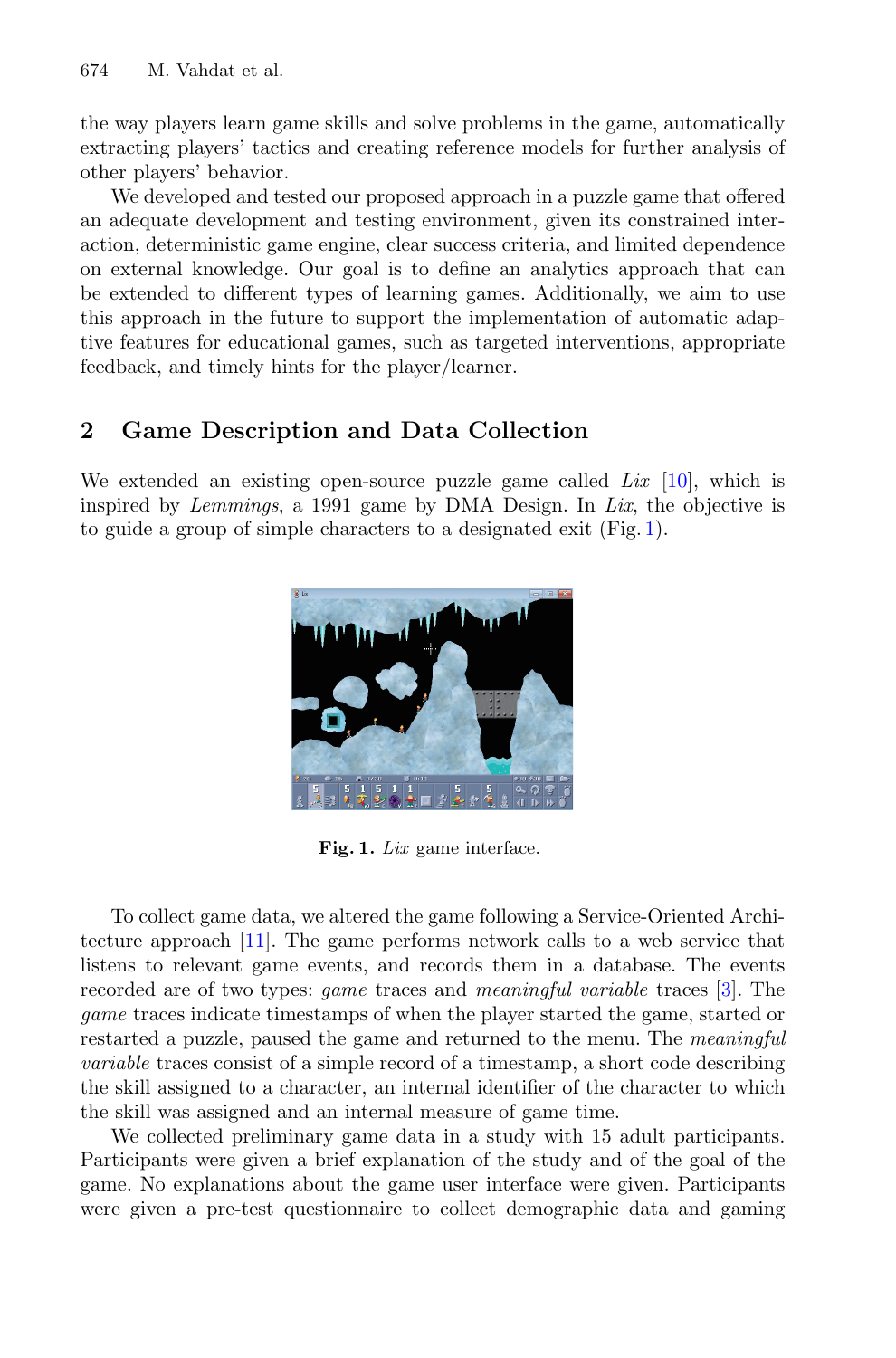the way players learn game skills and solve problems in the game, automatically extracting players' tactics and creating reference models for further analysis of other players' behavior.

We developed and tested our proposed approach in a puzzle game that offered an adequate development and testing environment, given its constrained interaction, deterministic game engine, clear success criteria, and limited dependence on external knowledge. Our goal is to define an analytics approach that can be extended to different types of learning games. Additionally, we aim to use this approach in the future to support the implementation of automatic adaptive features for educational games, such as targeted interventions, appropriate feedback, and timely hints for the player/learner.

## 2 Game Description and Data Collection

We extended an existing open-source puzzle game called *Lix* [10], which is inspired by *Lemmings*, a 1991 game by DMA Design. In *Lix*, the objective is to guide a group of simple characters to a designated exit (Fig. 1).

**Fig. 1.** *Lix* game interface.

To collect game data, we altered the game following a Service-Oriented Architecture approach [11]. The game performs network calls to a web service that listens to relevant game events, and records them in a database. The events recorded are of two types: *game* traces and *meaningful variable* traces [3]. The *game* traces indicate timestamps of when the player started the game, started or restarted a puzzle, paused the game and returned to the menu. The *meaningful variable* traces consist of a simple record of a timestamp, a short code describing the skill assigned to a character, an internal identifier of the character to which the skill was assigned and an internal measure of game time.

We collected preliminary game data in a study with 15 adult participants. Participants were given a brief explanation of the study and of the goal of the game. No explanations about the game user interface were given. Participants were given a pre-test questionnaire to collect demographic data and gaming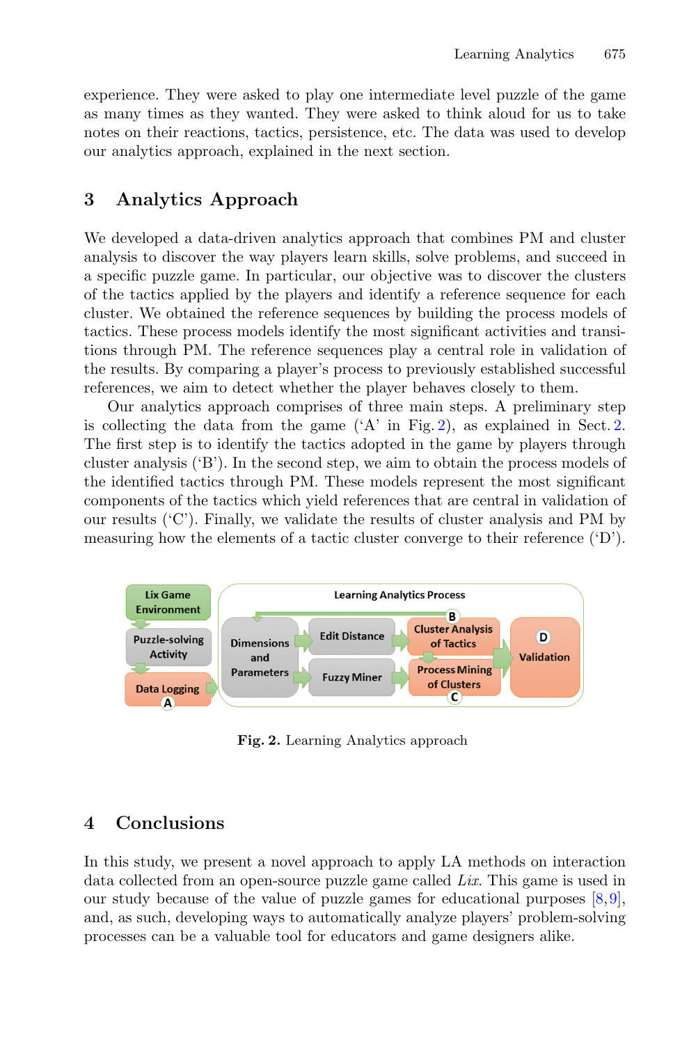experience. They were asked to play one intermediate level puzzle of the game as many times as they wanted. They were asked to think aloud for us to take notes on their reactions, tactics, persistence, etc. The data was used to develop our analytics approach, explained in the next section.

## 3 Analytics Approach

We developed a data-driven analytics approach that combines PM and cluster analysis to discover the way players learn skills, solve problems, and succeed in a specific puzzle game. In particular, our objective was to discover the clusters of the tactics applied by the players and identify a reference sequence for each cluster. We obtained the reference sequences by building the process models of tactics. These process models identify the most significant activities and transitions through PM. The reference sequences play a central role in validation of the results. By comparing a player's process to previously established successful references, we aim to detect whether the player behaves closely to them.

Our analytics approach comprises of three main steps. A preliminary step is collecting the data from the game ('A' in Fig. 2), as explained in Sect. 2. The first step is to identify the tactics adopted in the game by players through cluster analysis ('B'). In the second step, we aim to obtain the process models of the identified tactics through PM. These models represent the most significant components of the tactics which yield references that are central in validation of our results ('C'). Finally, we validate the results of cluster analysis and PM by measuring how the elements of a tactic cluster converge to their reference ('D').

Lix Game Environment → Puzzle-solving Activity → Data Logging (A) → Learning Analytics Process: Dimensions and Parameters → Edit Distance → Cluster Analysis of Tactics (B); Dimensions and Parameters → Fuzzy Miner → Process Mining of Clusters (C) → Validation (D)

**Fig. 2.** Learning Analytics approach

## 4 Conclusions

In this study, we present a novel approach to apply LA methods on interaction data collected from an open-source puzzle game called *Lix*. This game is used in our study because of the value of puzzle games for educational purposes [8,9], and, as such, developing ways to automatically analyze players' problem-solving processes can be a valuable tool for educators and game designers alike.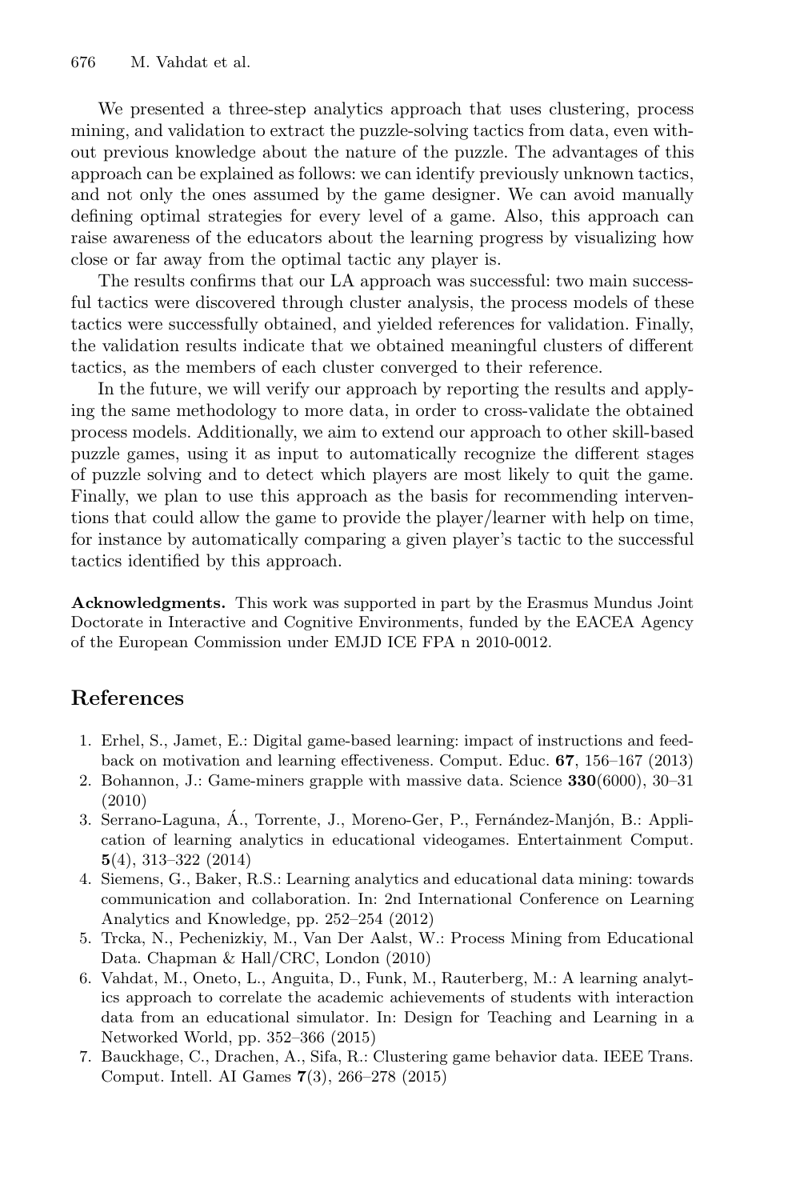We presented a three-step analytics approach that uses clustering, process mining, and validation to extract the puzzle-solving tactics from data, even without previous knowledge about the nature of the puzzle. The advantages of this approach can be explained as follows: we can identify previously unknown tactics, and not only the ones assumed by the game designer. We can avoid manually defining optimal strategies for every level of a game. Also, this approach can raise awareness of the educators about the learning progress by visualizing how close or far away from the optimal tactic any player is.

The results confirms that our LA approach was successful: two main successful tactics were discovered through cluster analysis, the process models of these tactics were successfully obtained, and yielded references for validation. Finally, the validation results indicate that we obtained meaningful clusters of different tactics, as the members of each cluster converged to their reference.

In the future, we will verify our approach by reporting the results and applying the same methodology to more data, in order to cross-validate the obtained process models. Additionally, we aim to extend our approach to other skill-based puzzle games, using it as input to automatically recognize the different stages of puzzle solving and to detect which players are most likely to quit the game. Finally, we plan to use this approach as the basis for recommending interventions that could allow the game to provide the player/learner with help on time, for instance by automatically comparing a given player's tactic to the successful tactics identified by this approach.

**Acknowledgments.** This work was supported in part by the Erasmus Mundus Joint Doctorate in Interactive and Cognitive Environments, funded by the EACEA Agency of the European Commission under EMJD ICE FPA n 2010-0012.

## References

1. Erhel, S., Jamet, E.: Digital game-based learning: impact of instructions and feedback on motivation and learning effectiveness. Comput. Educ. **67**, 156–167 (2013)
2. Bohannon, J.: Game-miners grapple with massive data. Science **330**(6000), 30–31 (2010)
3. Serrano-Laguna, Á., Torrente, J., Moreno-Ger, P., Fernández-Manjón, B.: Application of learning analytics in educational videogames. Entertainment Comput. **5**(4), 313–322 (2014)
4. Siemens, G., Baker, R.S.: Learning analytics and educational data mining: towards communication and collaboration. In: 2nd International Conference on Learning Analytics and Knowledge, pp. 252–254 (2012)
5. Trcka, N., Pechenizkiy, M., Van Der Aalst, W.: Process Mining from Educational Data. Chapman & Hall/CRC, London (2010)
6. Vahdat, M., Oneto, L., Anguita, D., Funk, M., Rauterberg, M.: A learning analytics approach to correlate the academic achievements of students with interaction data from an educational simulator. In: Design for Teaching and Learning in a Networked World, pp. 352–366 (2015)
7. Bauckhage, C., Drachen, A., Sifa, R.: Clustering game behavior data. IEEE Trans. Comput. Intell. AI Games **7**(3), 266–278 (2015)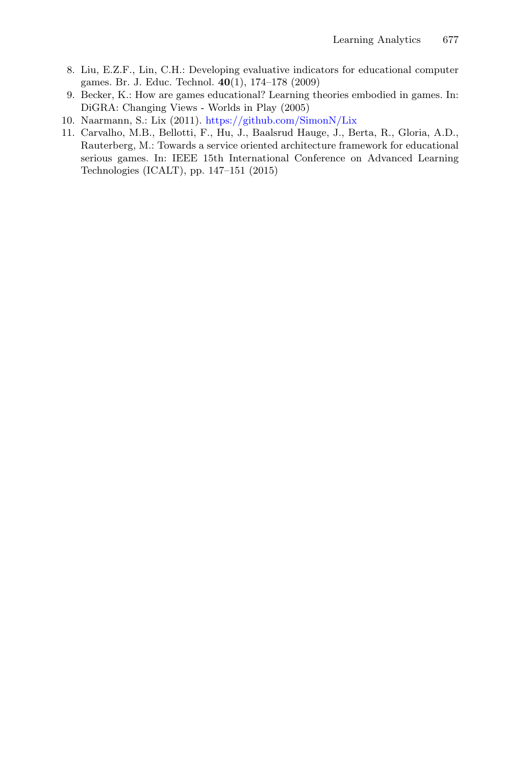8. Liu, E.Z.F., Lin, C.H.: Developing evaluative indicators for educational computer games. Br. J. Educ. Technol. **40**(1), 174–178 (2009)
9. Becker, K.: How are games educational? Learning theories embodied in games. In: DiGRA: Changing Views - Worlds in Play (2005)
10. Naarmann, S.: Lix (2011). https://github.com/SimonN/Lix
11. Carvalho, M.B., Bellotti, F., Hu, J., Baalsrud Hauge, J., Berta, R., Gloria, A.D., Rauterberg, M.: Towards a service oriented architecture framework for educational serious games. In: IEEE 15th International Conference on Advanced Learning Technologies (ICALT), pp. 147–151 (2015)